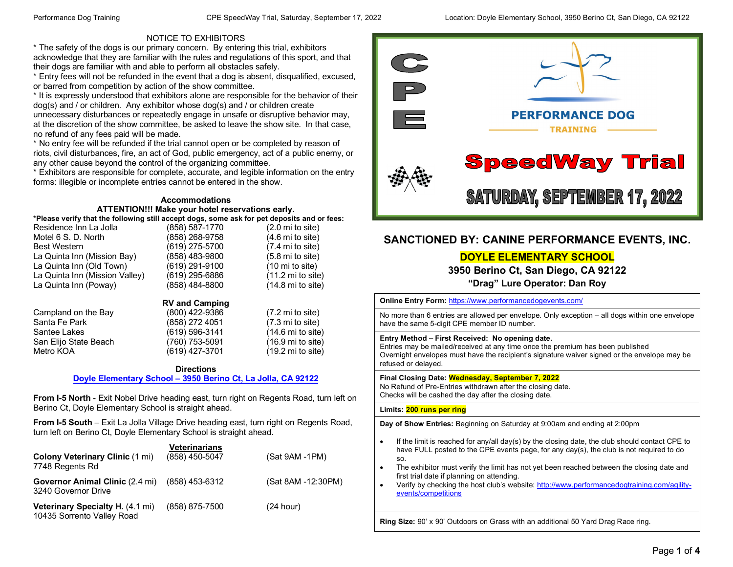NOTICE TO EXHIBITORS

* The safety of the dogs is our primary concern. By entering this trial, exhibitors acknowledge that they are familiar with the rules and regulations of this sport, and that their dogs are familiar with and able to perform all obstacles safely.
* Entry fees will not be refunded in the event that a dog is absent, disqualified, excused, or barred from competition by action of the show committee.
* It is expressly understood that exhibitors alone are responsible for the behavior of their dog(s) and / or children. Any exhibitor whose dog(s) and / or children create unnecessary disturbances or repeatedly engage in unsafe or disruptive behavior may, at the discretion of the show committee, be asked to leave the show site. In that case, no refund of any fees paid will be made.
* No entry fee will be refunded if the trial cannot open or be completed by reason of riots, civil disturbances, fire, an act of God, public emergency, act of a public enemy, or any other cause beyond the control of the organizing committee.
* Exhibitors are responsible for complete, accurate, and legible information on the entry forms: illegible or incomplete entries cannot be entered in the show.

**Accommodations**

**ATTENTION!!! Make your hotel reservations early.**

***Please verify that the following still accept dogs, some ask for pet deposits and or fees:**

| | | |
|---|---|---|
| Residence Inn La Jolla | (858) 587-1770 | (2.0 mi to site) |
| Motel 6 S. D. North | (858) 268-9758 | (4.6 mi to site) |
| Best Western | (619) 275-5700 | (7.4 mi to site) |
| La Quinta Inn (Mission Bay) | (858) 483-9800 | (5.8 mi to site) |
| La Quinta Inn (Old Town) | (619) 291-9100 | (10 mi to site) |
| La Quinta Inn (Mission Valley) | (619) 295-6886 | (11.2 mi to site) |
| La Quinta Inn (Poway) | (858) 484-8800 | (14.8 mi to site) |

**RV and Camping**

| | | |
|---|---|---|
| Campland on the Bay | (800) 422-9386 | (7.2 mi to site) |
| Santa Fe Park | (858) 272 4051 | (7.3 mi to site) |
| Santee Lakes | (619) 596-3141 | (14.6 mi to site) |
| San Elijo State Beach | (760) 753-5091 | (16.9 mi to site) |
| Metro KOA | (619) 427-3701 | (19.2 mi to site) |

**Directions**

**Doyle Elementary School – 3950 Berino Ct, La Jolla, CA 92122**

**From I-5 North** - Exit Nobel Drive heading east, turn right on Regents Road, turn left on Berino Ct, Doyle Elementary School is straight ahead.

**From I-5 South** – Exit La Jolla Village Drive heading east, turn right on Regents Road, turn left on Berino Ct, Doyle Elementary School is straight ahead.

**Veterinarians**

| | | |
|---|---|---|
| **Colony Veterinary Clinic** (1 mi) 7748 Regents Rd | (858) 450-5047 | (Sat 9AM -1PM) |
| **Governor Animal Clinic** (2.4 mi) 3240 Governor Drive | (858) 453-6312 | (Sat 8AM -12:30PM) |
| **Veterinary Specialty H.** (4.1 mi) 10435 Sorrento Valley Road | (858) 875-7500 | (24 hour) |

# CPE

PERFORMANCE DOG TRAINING

# SpeedWay Trial

## SATURDAY, SEPTEMBER 17, 2022

## SANCTIONED BY: CANINE PERFORMANCE EVENTS, INC.

**DOYLE ELEMENTARY SCHOOL**

**3950 Berino Ct, San Diego, CA 92122**

**"Drag" Lure Operator: Dan Roy**

**Online Entry Form:** https://www.performancedogevents.com/

No more than 6 entries are allowed per envelope. Only exception – all dogs within one envelope have the same 5-digit CPE member ID number.

**Entry Method – First Received: No opening date.**
Entries may be mailed/received at any time once the premium has been published
Overnight envelopes must have the recipient's signature waiver signed or the envelope may be refused or delayed.

**Final Closing Date: Wednesday, September 7, 2022**
No Refund of Pre-Entries withdrawn after the closing date.
Checks will be cashed the day after the closing date.

**Limits: 200 runs per ring**

**Day of Show Entries:** Beginning on Saturday at 9:00am and ending at 2:00pm

- If the limit is reached for any/all day(s) by the closing date, the club should contact CPE to have FULL posted to the CPE events page, for any day(s), the club is not required to do so.
- The exhibitor must verify the limit has not yet been reached between the closing date and first trial date if planning on attending.
- Verify by checking the host club's website: http://www.performancedogtraining.com/agility-events/competitions

**Ring Size:** 90' x 90' Outdoors on Grass with an additional 50 Yard Drag Race ring.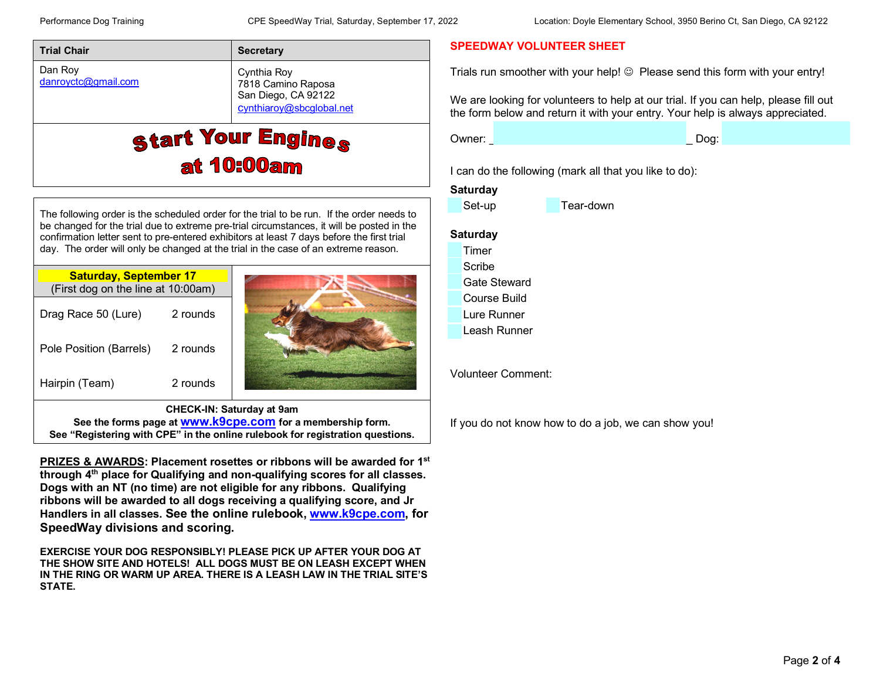| Trial Chair | Secretary |
|---|---|
| Dan Roy<br>danroyctc@gmail.com | Cynthia Roy<br>7818 Camino Raposa<br>San Diego, CA 92122<br>cynthiaroy@sbcglobal.net |

# Start Your Engines at 10:00am

The following order is the scheduled order for the trial to be run. If the order needs to be changed for the trial due to extreme pre-trial circumstances, it will be posted in the confirmation letter sent to pre-entered exhibitors at least 7 days before the first trial day. The order will only be changed at the trial in the case of an extreme reason.

**Saturday, September 17**
(First dog on the line at 10:00am)

| Class | Rounds |
|---|---|
| Drag Race 50 (Lure) | 2 rounds |
| Pole Position (Barrels) | 2 rounds |
| Hairpin (Team) | 2 rounds |

**CHECK-IN: Saturday at 9am**
**See the forms page at www.k9cpe.com for a membership form.**
**See "Registering with CPE" in the online rulebook for registration questions.**

**PRIZES & AWARDS: Placement rosettes or ribbons will be awarded for 1st through 4th place for Qualifying and non-qualifying scores for all classes. Dogs with an NT (no time) are not eligible for any ribbons. Qualifying ribbons will be awarded to all dogs receiving a qualifying score, and Jr Handlers in all classes. See the online rulebook, www.k9cpe.com, for SpeedWay divisions and scoring.**

**EXERCISE YOUR DOG RESPONSIBLY! PLEASE PICK UP AFTER YOUR DOG AT THE SHOW SITE AND HOTELS! ALL DOGS MUST BE ON LEASH EXCEPT WHEN IN THE RING OR WARM UP AREA. THERE IS A LEASH LAW IN THE TRIAL SITE'S STATE.**

## SPEEDWAY VOLUNTEER SHEET

Trials run smoother with your help! ☺ Please send this form with your entry!

We are looking for volunteers to help at our trial. If you can help, please fill out the form below and return it with your entry. Your help is always appreciated.

Owner: ____________________ Dog: ____________

I can do the following (mark all that you like to do):

**Saturday**

- Set-up
- Tear-down

**Saturday**

- Timer
- Scribe
- Gate Steward
- Course Build
- Lure Runner
- Leash Runner

Volunteer Comment:

If you do not know how to do a job, we can show you!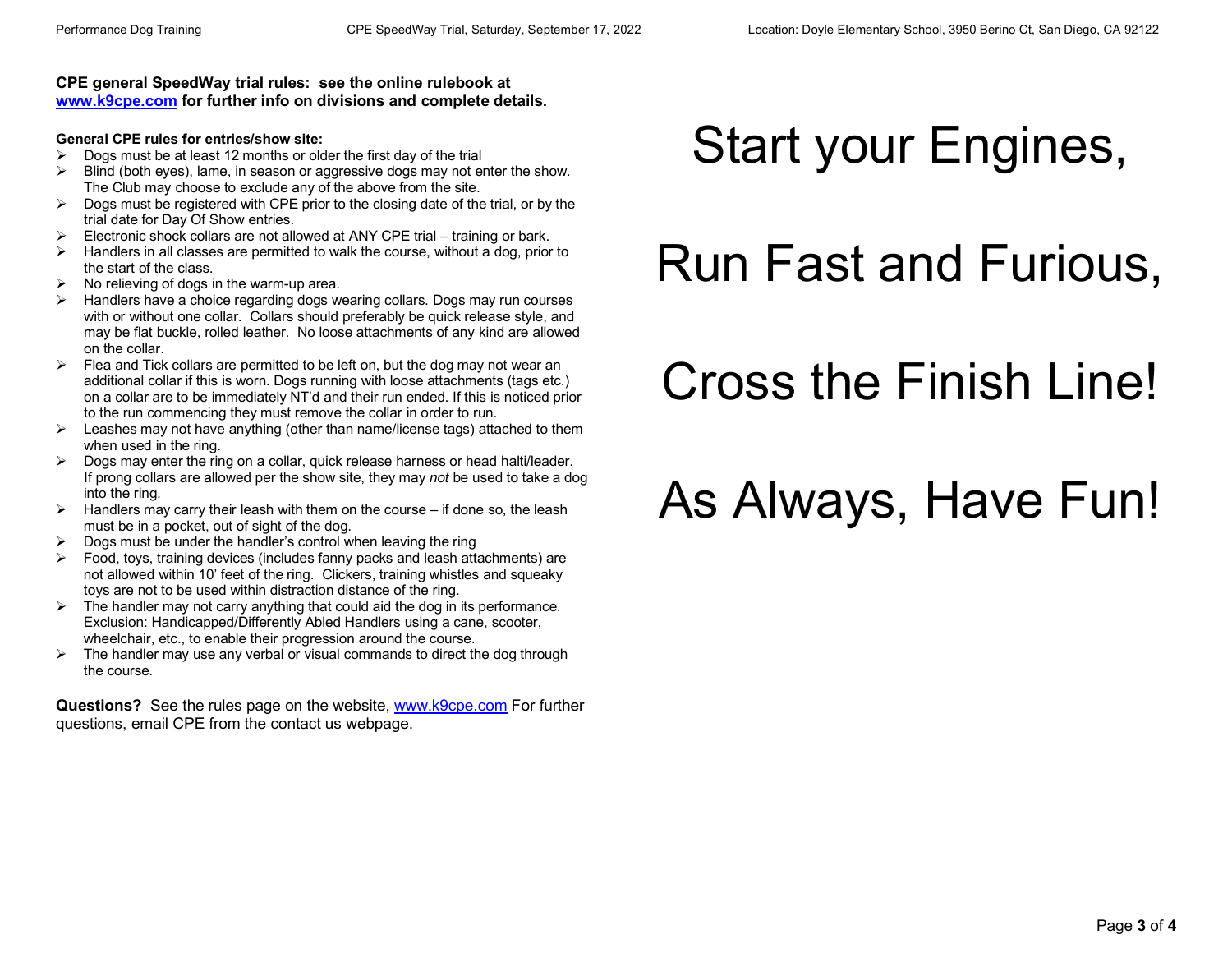**CPE general SpeedWay trial rules: see the online rulebook at [www.k9cpe.com](http://www.k9cpe.com) for further info on divisions and complete details.**

**General CPE rules for entries/show site:**

- Dogs must be at least 12 months or older the first day of the trial
- Blind (both eyes), lame, in season or aggressive dogs may not enter the show. The Club may choose to exclude any of the above from the site.
- Dogs must be registered with CPE prior to the closing date of the trial, or by the trial date for Day Of Show entries.
- Electronic shock collars are not allowed at ANY CPE trial – training or bark.
- Handlers in all classes are permitted to walk the course, without a dog, prior to the start of the class.
- No relieving of dogs in the warm-up area.
- Handlers have a choice regarding dogs wearing collars. Dogs may run courses with or without one collar. Collars should preferably be quick release style, and may be flat buckle, rolled leather. No loose attachments of any kind are allowed on the collar.
- Flea and Tick collars are permitted to be left on, but the dog may not wear an additional collar if this is worn. Dogs running with loose attachments (tags etc.) on a collar are to be immediately NT'd and their run ended. If this is noticed prior to the run commencing they must remove the collar in order to run.
- Leashes may not have anything (other than name/license tags) attached to them when used in the ring.
- Dogs may enter the ring on a collar, quick release harness or head halti/leader. If prong collars are allowed per the show site, they may *not* be used to take a dog into the ring.
- Handlers may carry their leash with them on the course – if done so, the leash must be in a pocket, out of sight of the dog.
- Dogs must be under the handler's control when leaving the ring
- Food, toys, training devices (includes fanny packs and leash attachments) are not allowed within 10' feet of the ring. Clickers, training whistles and squeaky toys are not to be used within distraction distance of the ring.
- The handler may not carry anything that could aid the dog in its performance. Exclusion: Handicapped/Differently Abled Handlers using a cane, scooter, wheelchair, etc., to enable their progression around the course.
- The handler may use any verbal or visual commands to direct the dog through the course.

**Questions?** See the rules page on the website, [www.k9cpe.com](http://www.k9cpe.com) For further questions, email CPE from the contact us webpage.

# Start your Engines,

# Run Fast and Furious,

# Cross the Finish Line!

# As Always, Have Fun!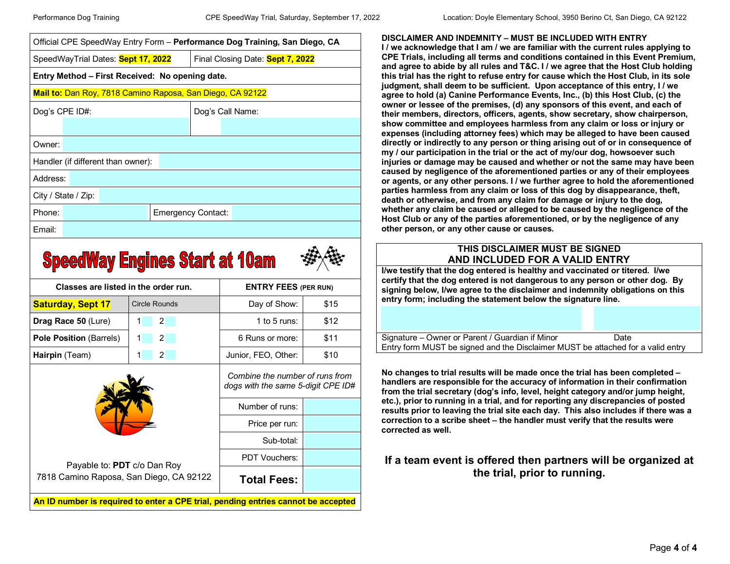| | |
|---|---|
| Official CPE SpeedWay Entry Form – **Performance Dog Training, San Diego, CA** | |
| SpeedWayTrial Dates: **Sept 17, 2022** | Final Closing Date: **Sept 7, 2022** |
| **Entry Method – First Received: No opening date.** | |
| **Mail to:** Dan Roy, 7818 Camino Raposa, San Diego, CA 92122 | |
| Dog's CPE ID#: | Dog's Call Name: |
| Owner: | |
| Handler (if different than owner): | |
| Address: | |
| City / State / Zip: | |
| Phone: | Emergency Contact: |
| Email: | |

**SpeedWay Engines Start at 10am**

| **Classes are listed in the order run.** | | **ENTRY FEES (PER RUN)** | |
|---|---|---|---|
| **Saturday, Sept 17** | Circle Rounds | Day of Show: | $15 |
| **Drag Race 50** (Lure) | 1 2 | 1 to 5 runs: | $12 |
| **Pole Position** (Barrels) | 1 2 | 6 Runs or more: | $11 |
| **Hairpin** (Team) | 1 2 | Junior, FEO, Other: | $10 |
| | | *Combine the number of runs from dogs with the same 5-digit CPE ID#* | |
| | | Number of runs: | |
| | | Price per run: | |
| | | Sub-total: | |
| Payable to: **PDT** c/o Dan Roy<br>7818 Camino Raposa, San Diego, CA 92122 | | PDT Vouchers: | |
| | | **Total Fees:** | |

**An ID number is required to enter a CPE trial, pending entries cannot be accepted**

**DISCLAIMER AND INDEMNITY – MUST BE INCLUDED WITH ENTRY**

**I / we acknowledge that I am / we are familiar with the current rules applying to CPE Trials, including all terms and conditions contained in this Event Premium, and agree to abide by all rules and T&C. I / we agree that the Host Club holding this trial has the right to refuse entry for cause which the Host Club, in its sole judgment, shall deem to be sufficient. Upon acceptance of this entry, I / we agree to hold (a) Canine Performance Events, Inc., (b) this Host Club, (c) the owner or lessee of the premises, (d) any sponsors of this event, and each of their members, directors, officers, agents, show secretary, show chairperson, show committee and employees harmless from any claim or loss or injury or expenses (including attorney fees) which may be alleged to have been caused directly or indirectly to any person or thing arising out of or in consequence of my / our participation in the trial or the act of my/our dog, howsoever such injuries or damage may be caused and whether or not the same may have been caused by negligence of the aforementioned parties or any of their employees or agents, or any other persons. I / we further agree to hold the aforementioned parties harmless from any claim or loss of this dog by disappearance, theft, death or otherwise, and from any claim for damage or injury to the dog, whether any claim be caused or alleged to be caused by the negligence of the Host Club or any of the parties aforementioned, or by the negligence of any other person, or any other cause or causes.**

**THIS DISCLAIMER MUST BE SIGNED AND INCLUDED FOR A VALID ENTRY**

**I/we testify that the dog entered is healthy and vaccinated or titered. I/we certify that the dog entered is not dangerous to any person or other dog. By signing below, I/we agree to the disclaimer and indemnity obligations on this entry form; including the statement below the signature line.**

Signature – Owner or Parent / Guardian if Minor        Date

Entry form MUST be signed and the Disclaimer MUST be attached for a valid entry

**No changes to trial results will be made once the trial has been completed – handlers are responsible for the accuracy of information in their confirmation from the trial secretary (dog's info, level, height category and/or jump height, etc.), prior to running in a trial, and for reporting any discrepancies of posted results prior to leaving the trial site each day. This also includes if there was a correction to a scribe sheet – the handler must verify that the results were corrected as well.**

**If a team event is offered then partners will be organized at the trial, prior to running.**